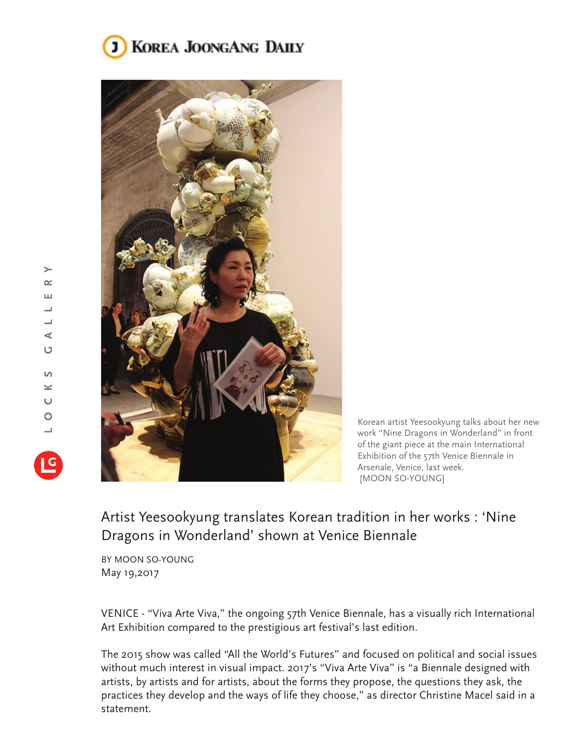Korean artist Yeesookyung talks about her new work "Nine Dragons in Wonderland" in front of the giant piece at the main International Exhibition of the 57th Venice Biennale in Arsenale, Venice, last week.
[MOON SO-YOUNG]

# Artist Yeesookyung translates Korean tradition in her works : 'Nine Dragons in Wonderland' shown at Venice Biennale

BY MOON SO-YOUNG
May 19,2017

VENICE - "Viva Arte Viva," the ongoing 57th Venice Biennale, has a visually rich International Art Exhibition compared to the prestigious art festival's last edition.

The 2015 show was called "All the World's Futures" and focused on political and social issues without much interest in visual impact. 2017's "Viva Arte Viva" is "a Biennale designed with artists, by artists and for artists, about the forms they propose, the questions they ask, the practices they develop and the ways of life they choose," as director Christine Macel said in a statement.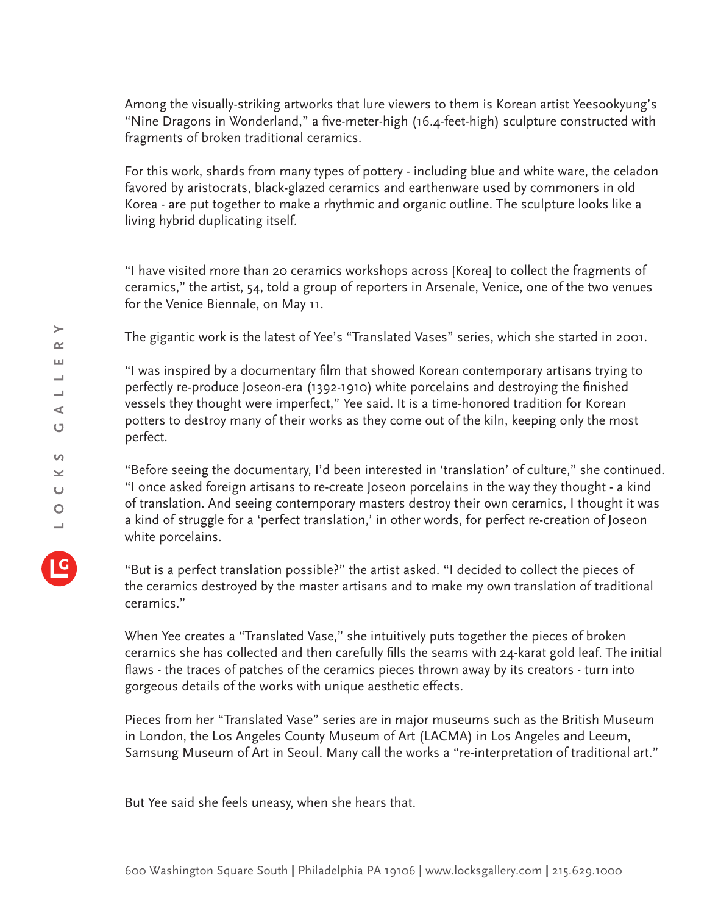Among the visually-striking artworks that lure viewers to them is Korean artist Yeesookyung's "Nine Dragons in Wonderland," a five-meter-high (16.4-feet-high) sculpture constructed with fragments of broken traditional ceramics.

For this work, shards from many types of pottery - including blue and white ware, the celadon favored by aristocrats, black-glazed ceramics and earthenware used by commoners in old Korea - are put together to make a rhythmic and organic outline. The sculpture looks like a living hybrid duplicating itself.

"I have visited more than 20 ceramics workshops across [Korea] to collect the fragments of ceramics," the artist, 54, told a group of reporters in Arsenale, Venice, one of the two venues for the Venice Biennale, on May 11.

The gigantic work is the latest of Yee's "Translated Vases" series, which she started in 2001.

"I was inspired by a documentary film that showed Korean contemporary artisans trying to perfectly re-produce Joseon-era (1392-1910) white porcelains and destroying the finished vessels they thought were imperfect," Yee said. It is a time-honored tradition for Korean potters to destroy many of their works as they come out of the kiln, keeping only the most perfect.

"Before seeing the documentary, I'd been interested in 'translation' of culture," she continued. "I once asked foreign artisans to re-create Joseon porcelains in the way they thought - a kind of translation. And seeing contemporary masters destroy their own ceramics, I thought it was a kind of struggle for a 'perfect translation,' in other words, for perfect re-creation of Joseon white porcelains.

"But is a perfect translation possible?" the artist asked. "I decided to collect the pieces of the ceramics destroyed by the master artisans and to make my own translation of traditional ceramics."

When Yee creates a "Translated Vase," she intuitively puts together the pieces of broken ceramics she has collected and then carefully fills the seams with 24-karat gold leaf. The initial flaws - the traces of patches of the ceramics pieces thrown away by its creators - turn into gorgeous details of the works with unique aesthetic effects.

Pieces from her "Translated Vase" series are in major museums such as the British Museum in London, the Los Angeles County Museum of Art (LACMA) in Los Angeles and Leeum, Samsung Museum of Art in Seoul. Many call the works a "re-interpretation of traditional art."

But Yee said she feels uneasy, when she hears that.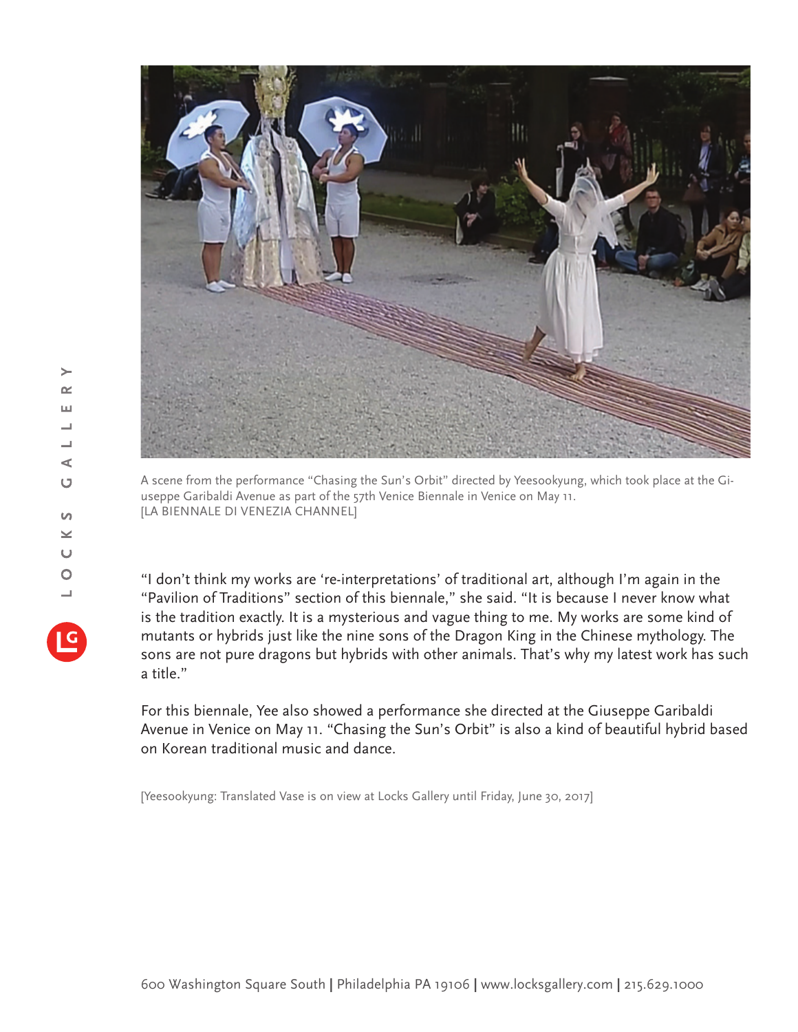A scene from the performance "Chasing the Sun's Orbit" directed by Yeesookyung, which took place at the Giuseppe Garibaldi Avenue as part of the 57th Venice Biennale in Venice on May 11.
[LA BIENNALE DI VENEZIA CHANNEL]

"I don't think my works are 're-interpretations' of traditional art, although I'm again in the "Pavilion of Traditions" section of this biennale," she said. "It is because I never know what is the tradition exactly. It is a mysterious and vague thing to me. My works are some kind of mutants or hybrids just like the nine sons of the Dragon King in the Chinese mythology. The sons are not pure dragons but hybrids with other animals. That's why my latest work has such a title."

For this biennale, Yee also showed a performance she directed at the Giuseppe Garibaldi Avenue in Venice on May 11. "Chasing the Sun's Orbit" is also a kind of beautiful hybrid based on Korean traditional music and dance.

[Yeesookyung: Translated Vase is on view at Locks Gallery until Friday, June 30, 2017]